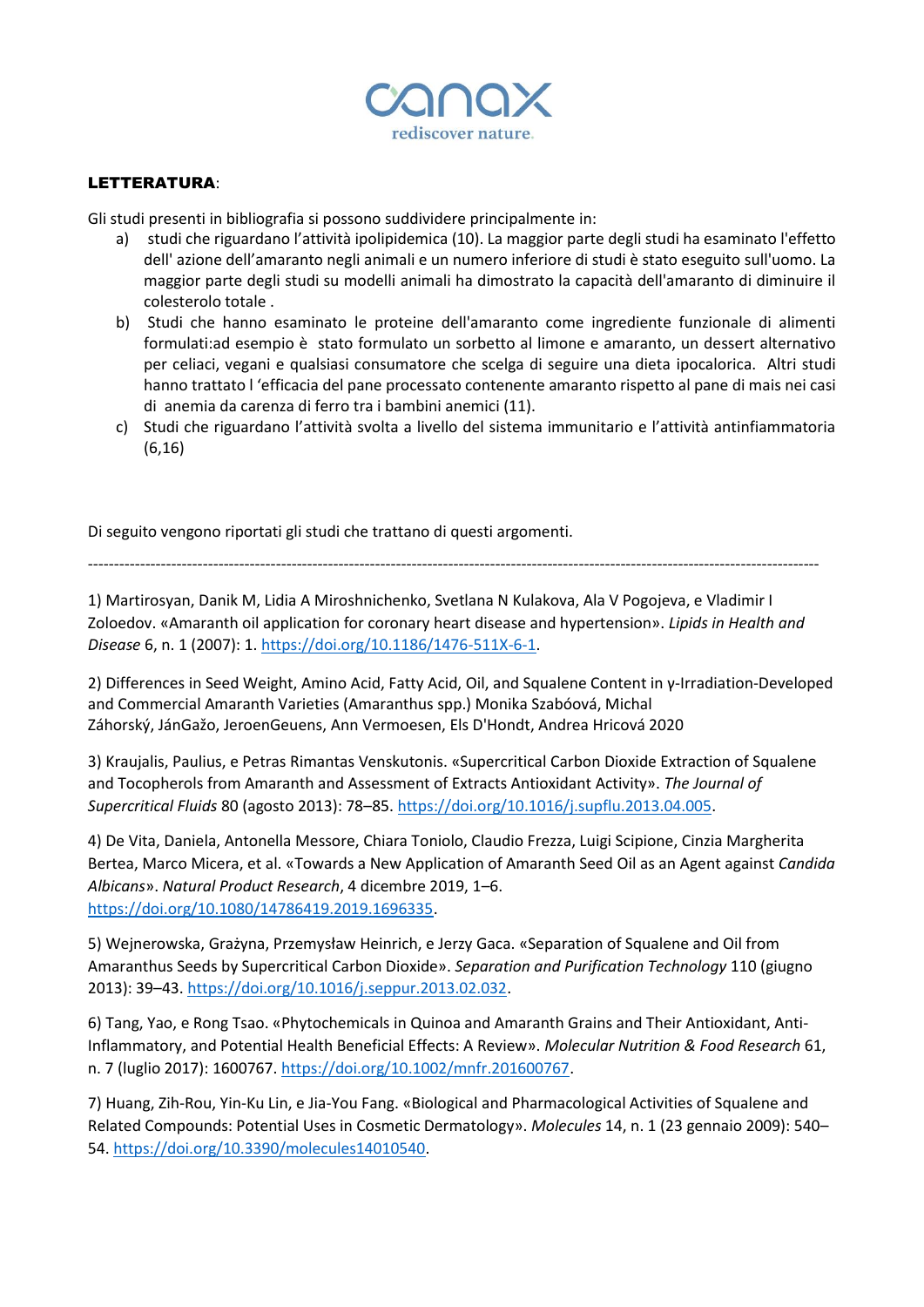canax
rediscover nature.

**LETTERATURA**:

Gli studi presenti in bibliografia si possono suddividere principalmente in:

a) studi che riguardano l'attività ipolipidemica (10). La maggior parte degli studi ha esaminato l'effetto dell' azione dell'amaranto negli animali e un numero inferiore di studi è stato eseguito sull'uomo. La maggior parte degli studi su modelli animali ha dimostrato la capacità dell'amaranto di diminuire il colesterolo totale .

b) Studi che hanno esaminato le proteine dell'amaranto come ingrediente funzionale di alimenti formulati:ad esempio è stato formulato un sorbetto al limone e amaranto, un dessert alternativo per celiaci, vegani e qualsiasi consumatore che scelga di seguire una dieta ipocalorica. Altri studi hanno trattato l 'efficacia del pane processato contenente amaranto rispetto al pane di mais nei casi di anemia da carenza di ferro tra i bambini anemici (11).

c) Studi che riguardano l'attività svolta a livello del sistema immunitario e l'attività antinfiammatoria (6,16)

Di seguito vengono riportati gli studi che trattano di questi argomenti.

---

1) Martirosyan, Danik M, Lidia A Miroshnichenko, Svetlana N Kulakova, Ala V Pogojeva, e Vladimir I Zoloedov. «Amaranth oil application for coronary heart disease and hypertension». *Lipids in Health and Disease* 6, n. 1 (2007): 1. https://doi.org/10.1186/1476-511X-6-1.

2) Differences in Seed Weight, Amino Acid, Fatty Acid, Oil, and Squalene Content in γ-Irradiation-Developed and Commercial Amaranth Varieties (Amaranthus spp.) Monika Szabóová, Michal Záhorský, JánGažo, JeroenGeuens, Ann Vermoesen, Els D'Hondt, Andrea Hricová 2020

3) Kraujalis, Paulius, e Petras Rimantas Venskutonis. «Supercritical Carbon Dioxide Extraction of Squalene and Tocopherols from Amaranth and Assessment of Extracts Antioxidant Activity». *The Journal of Supercritical Fluids* 80 (agosto 2013): 78–85. https://doi.org/10.1016/j.supflu.2013.04.005.

4) De Vita, Daniela, Antonella Messore, Chiara Toniolo, Claudio Frezza, Luigi Scipione, Cinzia Margherita Bertea, Marco Micera, et al. «Towards a New Application of Amaranth Seed Oil as an Agent against *Candida Albicans*». *Natural Product Research*, 4 dicembre 2019, 1–6. https://doi.org/10.1080/14786419.2019.1696335.

5) Wejnerowska, Grażyna, Przemysław Heinrich, e Jerzy Gaca. «Separation of Squalene and Oil from Amaranthus Seeds by Supercritical Carbon Dioxide». *Separation and Purification Technology* 110 (giugno 2013): 39–43. https://doi.org/10.1016/j.seppur.2013.02.032.

6) Tang, Yao, e Rong Tsao. «Phytochemicals in Quinoa and Amaranth Grains and Their Antioxidant, Anti-Inflammatory, and Potential Health Beneficial Effects: A Review». *Molecular Nutrition & Food Research* 61, n. 7 (luglio 2017): 1600767. https://doi.org/10.1002/mnfr.201600767.

7) Huang, Zih-Rou, Yin-Ku Lin, e Jia-You Fang. «Biological and Pharmacological Activities of Squalene and Related Compounds: Potential Uses in Cosmetic Dermatology». *Molecules* 14, n. 1 (23 gennaio 2009): 540–54. https://doi.org/10.3390/molecules14010540.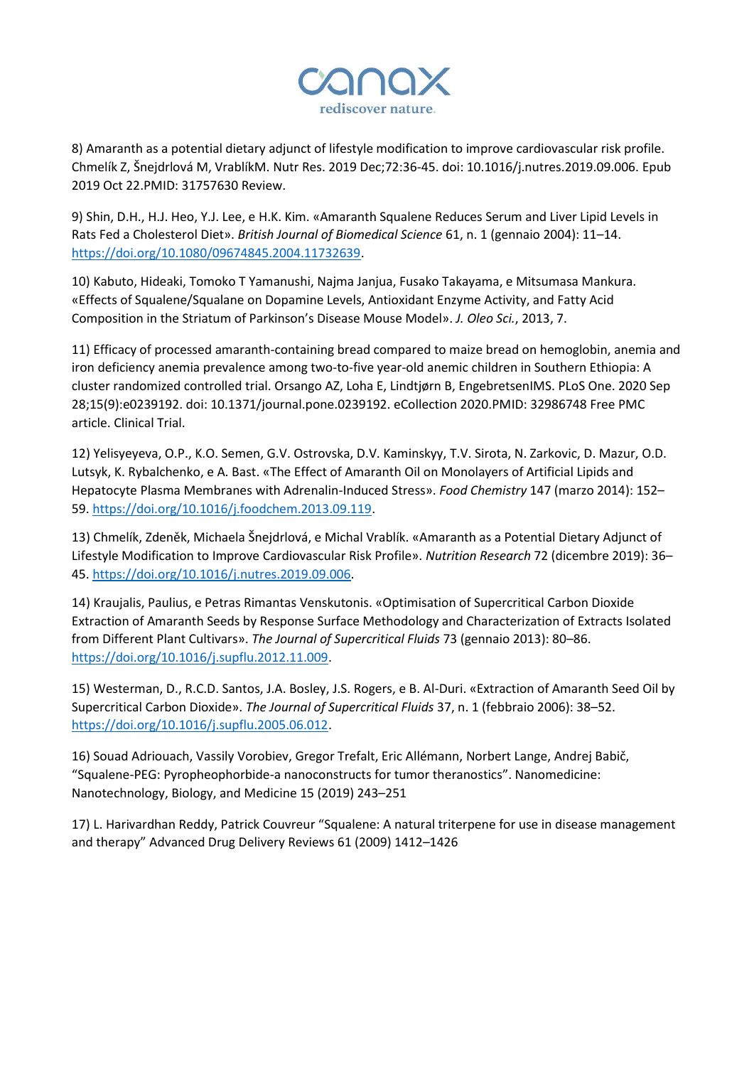8) Amaranth as a potential dietary adjunct of lifestyle modification to improve cardiovascular risk profile. Chmelík Z, Šnejdrlová M, VrablíkM. Nutr Res. 2019 Dec;72:36-45. doi: 10.1016/j.nutres.2019.09.006. Epub 2019 Oct 22.PMID: 31757630 Review.

9) Shin, D.H., H.J. Heo, Y.J. Lee, e H.K. Kim. «Amaranth Squalene Reduces Serum and Liver Lipid Levels in Rats Fed a Cholesterol Diet». *British Journal of Biomedical Science* 61, n. 1 (gennaio 2004): 11–14. https://doi.org/10.1080/09674845.2004.11732639.

10) Kabuto, Hideaki, Tomoko T Yamanushi, Najma Janjua, Fusako Takayama, e Mitsumasa Mankura. «Effects of Squalene/Squalane on Dopamine Levels, Antioxidant Enzyme Activity, and Fatty Acid Composition in the Striatum of Parkinson's Disease Mouse Model». *J. Oleo Sci.*, 2013, 7.

11) Efficacy of processed amaranth-containing bread compared to maize bread on hemoglobin, anemia and iron deficiency anemia prevalence among two-to-five year-old anemic children in Southern Ethiopia: A cluster randomized controlled trial. Orsango AZ, Loha E, Lindtjørn B, EngebretsenIMS. PLoS One. 2020 Sep 28;15(9):e0239192. doi: 10.1371/journal.pone.0239192. eCollection 2020.PMID: 32986748 Free PMC article. Clinical Trial.

12) Yelisyeyeva, O.P., K.O. Semen, G.V. Ostrovska, D.V. Kaminskyy, T.V. Sirota, N. Zarkovic, D. Mazur, O.D. Lutsyk, K. Rybalchenko, e A. Bast. «The Effect of Amaranth Oil on Monolayers of Artificial Lipids and Hepatocyte Plasma Membranes with Adrenalin-Induced Stress». *Food Chemistry* 147 (marzo 2014): 152–59. https://doi.org/10.1016/j.foodchem.2013.09.119.

13) Chmelík, Zdeněk, Michaela Šnejdrlová, e Michal Vrablík. «Amaranth as a Potential Dietary Adjunct of Lifestyle Modification to Improve Cardiovascular Risk Profile». *Nutrition Research* 72 (dicembre 2019): 36–45. https://doi.org/10.1016/j.nutres.2019.09.006.

14) Kraujalis, Paulius, e Petras Rimantas Venskutonis. «Optimisation of Supercritical Carbon Dioxide Extraction of Amaranth Seeds by Response Surface Methodology and Characterization of Extracts Isolated from Different Plant Cultivars». *The Journal of Supercritical Fluids* 73 (gennaio 2013): 80–86. https://doi.org/10.1016/j.supflu.2012.11.009.

15) Westerman, D., R.C.D. Santos, J.A. Bosley, J.S. Rogers, e B. Al-Duri. «Extraction of Amaranth Seed Oil by Supercritical Carbon Dioxide». *The Journal of Supercritical Fluids* 37, n. 1 (febbraio 2006): 38–52. https://doi.org/10.1016/j.supflu.2005.06.012.

16) Souad Adriouach, Vassily Vorobiev, Gregor Trefalt, Eric Allémann, Norbert Lange, Andrej Babič, "Squalene-PEG: Pyropheophorbide-a nanoconstructs for tumor theranostics". Nanomedicine: Nanotechnology, Biology, and Medicine 15 (2019) 243–251

17) L. Harivardhan Reddy, Patrick Couvreur "Squalene: A natural triterpene for use in disease management and therapy" Advanced Drug Delivery Reviews 61 (2009) 1412–1426